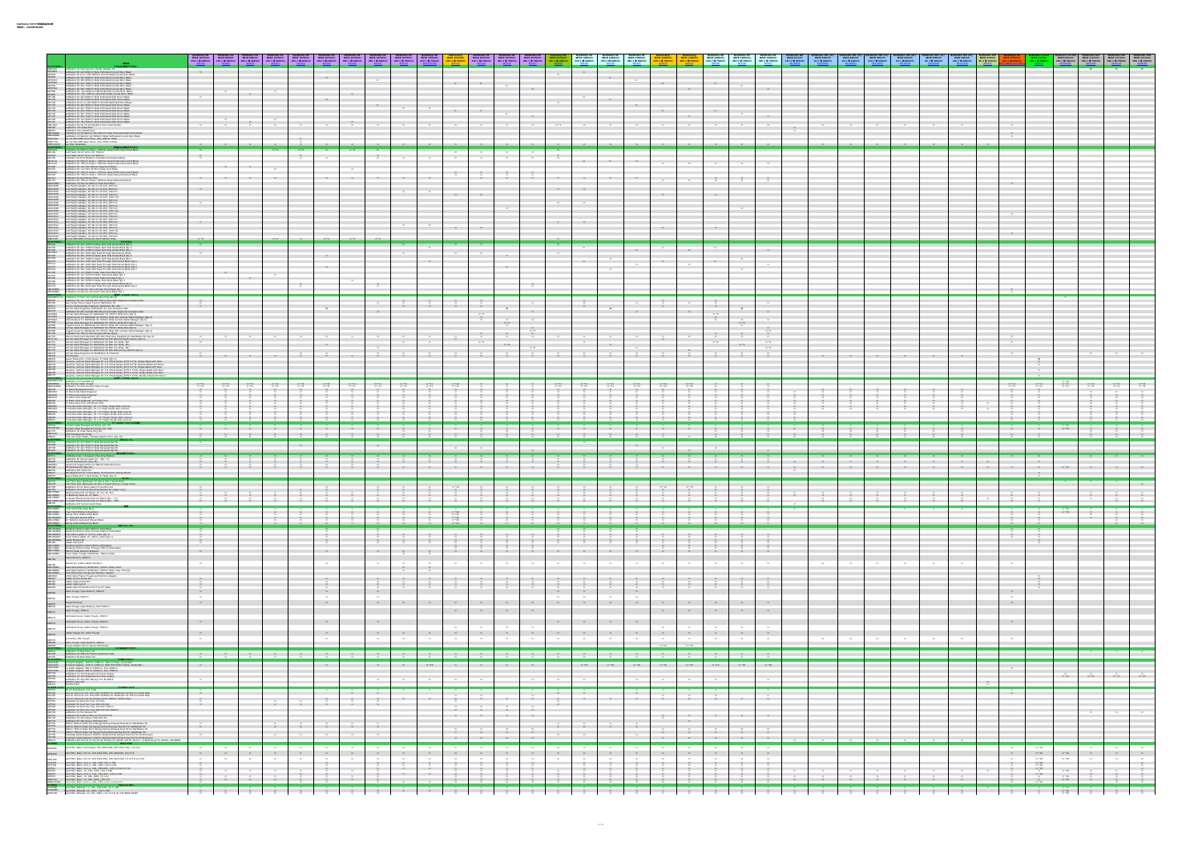| 製品名                                                                                                                                                                                                                                                                                                                                                                                                                     |                                                                                        |                          | ● NetShelter SX   NetShelter SX   NetShelter SX   NetShelter SX   NetShelter SX   NetShelter SX   NetShelter SX   NetShelter SX   NetShelter SX   NetShelter SX   NetShelter SX   NetShelter SX   NetShelter SX   NetShelte                                                                                                        |                                  |                |                                  |                                                                                                                                                                                                                               |                                                                        |                                                                                                                                                                                                                                                                                                                                    |                                                                                                                                                                                                                                                                                                                                    |                                            |                                                                                                                                                                                                                                                                                                                                               |                                                                                                                                                                                                                                                                                                                                                                                                                                                                  |                                                                                                                                                                                                                                                                                                                                                                                                                                       |                                                                                                                                                                                                                                                                                                                                    | NetShelter SX<br>奥行き 1200mm                                                                                                                                                                                                                                                                                                        | NetShelter SX<br>奥行き 1200mm | ーイン NetShelter SX<br>- 奥行き 1200mm<br>42U x 幅 600mm   45U x 幅 600mm   48U x 幅 600mm                                                                                                                                                                                                                                                 | <b>奥行き 1200mm</b><br>42U x 幅 750mm<br>AR3340                   | - 奥行き 1200mm - 2<br><mark> 48U x 幅 750mm </mark> 42U x 幅 750mm │<br>AR3347 | ■ NetShelter SX<br>■ 奥行き 1200mm | NetShelter SX<br>奥行き 1200mm<br>45U x 幅 750mm | 148U x 幅 750mm                                                                                                                                                                                                                                                                                                                                                                                                                                                                  | 奥行き 631mm<br>13U x 幅 584mm | etShelter WX (UL)<br>- 奥行き 400mm<br>- 6U x 幅 600mm | <b>Necondition WA (WA)</b><br>  9U x 幅 600mm | 奥行き 400mm<br>12U x 幅 600mm $\vert$ | 奥行き 600mm<br>6U x 幅 600mm | ecsneiter vx (OL <i>)</i><br>奥行き 600mm<br>9U x 幅 600mm | 奥行き 600mm<br>12U x 幅 600mm | <b>慢行き 970mm</b><br>$60 \times$ 幅 332mm<br><u>AR106V</u> |                                  |                                         |                                                    | NetShelter 4-Post NetShelter CX Mini NetShelter CX2 NetShelter CX2 NetShelter CX2<br>- 奥行き 747mm - 奥行き 930mm - 奥行き 1115mm - 奥行き 1115mm - 奥行き 1115mm -<br>- 44U x 幅 600mm - 12U x 幅 690mm - 18U x 幅 750mm - 24U x 幅 750mm - 38U x                                                                                                                                       |
|-------------------------------------------------------------------------------------------------------------------------------------------------------------------------------------------------------------------------------------------------------------------------------------------------------------------------------------------------------------------------------------------------------------------------|----------------------------------------------------------------------------------------|--------------------------|------------------------------------------------------------------------------------------------------------------------------------------------------------------------------------------------------------------------------------------------------------------------------------------------------------------------------------|----------------------------------|----------------|----------------------------------|-------------------------------------------------------------------------------------------------------------------------------------------------------------------------------------------------------------------------------|------------------------------------------------------------------------|------------------------------------------------------------------------------------------------------------------------------------------------------------------------------------------------------------------------------------------------------------------------------------------------------------------------------------|------------------------------------------------------------------------------------------------------------------------------------------------------------------------------------------------------------------------------------------------------------------------------------------------------------------------------------|--------------------------------------------|-----------------------------------------------------------------------------------------------------------------------------------------------------------------------------------------------------------------------------------------------------------------------------------------------------------------------------------------------|------------------------------------------------------------------------------------------------------------------------------------------------------------------------------------------------------------------------------------------------------------------------------------------------------------------------------------------------------------------------------------------------------------------------------------------------------------------|---------------------------------------------------------------------------------------------------------------------------------------------------------------------------------------------------------------------------------------------------------------------------------------------------------------------------------------------------------------------------------------------------------------------------------------|------------------------------------------------------------------------------------------------------------------------------------------------------------------------------------------------------------------------------------------------------------------------------------------------------------------------------------|------------------------------------------------------------------------------------------------------------------------------------------------------------------------------------------------------------------------------------------------------------------------------------------------------------------------------------|-----------------------------|------------------------------------------------------------------------------------------------------------------------------------------------------------------------------------------------------------------------------------------------------------------------------------------------------------------------------------|----------------------------------------------------------------|----------------------------------------------------------------------------|---------------------------------|----------------------------------------------|---------------------------------------------------------------------------------------------------------------------------------------------------------------------------------------------------------------------------------------------------------------------------------------------------------------------------------------------------------------------------------------------------------------------------------------------------------------------------------|----------------------------|----------------------------------------------------|----------------------------------------------|------------------------------------|---------------------------|--------------------------------------------------------|----------------------------|----------------------------------------------------------|----------------------------------|-----------------------------------------|----------------------------------------------------|------------------------------------------------------------------------------------------------------------------------------------------------------------------------------------------------------------------------------------------------------------------------------------------------------------------------------------------------------------------------|
| ドアおよび周辺アクセサリー<br>NetShelter CX High Security Handle Adapter Kit<br>AR4602A<br>NetShelter SX 42U 600mm Wide Perforated Curved Door Black<br>Netshelter SX Co-Lo 20U 600mm W Perforated Curved Door Black<br>NetShelter SX 45U 600mm Wide Perforated Curved Door Black                                                                                                                                                    | $\overline{O}$                                                                         |                          |                                                                                                                                                                                                                                                                                                                                    |                                  |                | $\overline{O}$                   |                                                                                                                                                                                                                               |                                                                        |                                                                                                                                                                                                                                                                                                                                    |                                                                                                                                                                                                                                                                                                                                    |                                            |                                                                                                                                                                                                                                                                                                                                               |                                                                                                                                                                                                                                                                                                                                                                                                                                                                  |                                                                                                                                                                                                                                                                                                                                                                                                                                       |                                                                                                                                                                                                                                                                                                                                    | $\overline{O}$                                                                                                                                                                                                                                                                                                                     | <b>O</b>                    |                                                                                                                                                                                                                                                                                                                                    |                                                                |                                                                            |                                 |                                              |                                                                                                                                                                                                                                                                                                                                                                                                                                                                                 |                            |                                                    |                                              |                                    |                           |                                                        |                            |                                                          |                                  |                                         |                                                    |                                                                                                                                                                                                                                                                                                                                                                        |
| VetShelter SX 48U 600mm Wide Perforated Curved Door Black<br>VetShelter SX 42U 750mm Wide Perforated Curved Door Black<br>NetShelter SX 45U 750mm Wide Perforated Curved Door Black<br>NetShelter SX 48U 750mm Wide Perforated Curved Door Black<br>NetShelter SX 12U 600mm wide Perforated Curved Door, Black                                                                                                          |                                                                                        |                          |                                                                                                                                                                                                                                                                                                                                    |                                  |                |                                  |                                                                                                                                                                                                                               |                                                                        |                                                                                                                                                                                                                                                                                                                                    |                                                                                                                                                                                                                                                                                                                                    | $\overline{O}$                             | $\overline{O}$                                                                                                                                                                                                                                                                                                                                |                                                                                                                                                                                                                                                                                                                                                                                                                                                                  | $\overline{O}$                                                                                                                                                                                                                                                                                                                                                                                                                        |                                                                                                                                                                                                                                                                                                                                    |                                                                                                                                                                                                                                                                                                                                    |                             |                                                                                                                                                                                                                                                                                                                                    | $\overline{O}$                                                 | $\overline{O}$                                                             |                                 |                                              | $\overline{O}$                                                                                                                                                                                                                                                                                                                                                                                                                                                                  |                            |                                                    |                                              |                                    |                           |                                                        |                            |                                                          |                                  |                                         |                                                    |                                                                                                                                                                                                                                                                                                                                                                        |
| NetShelter SX 18U 600mm wide Perforated Curved Door, Black<br>NetShelter SX 42U 600mm Wide Perforated Split Doors Black<br>NetShelter SX 45U 600mm Wide Perforated Split Doors Black<br>NetShelter SX Co-lo 20U 600mm W Perforated Split Door Black<br>NetShelter SX 48U 600mm Wide Perforated Split Doors Black                                                                                                        |                                                                                        |                          | $\overline{O}$                                                                                                                                                                                                                                                                                                                     |                                  |                | $\overline{O}$                   | $\overline{O}$                                                                                                                                                                                                                | $\overline{O}$                                                         |                                                                                                                                                                                                                                                                                                                                    |                                                                                                                                                                                                                                                                                                                                    |                                            |                                                                                                                                                                                                                                                                                                                                               |                                                                                                                                                                                                                                                                                                                                                                                                                                                                  |                                                                                                                                                                                                                                                                                                                                                                                                                                       |                                                                                                                                                                                                                                                                                                                                    |                                                                                                                                                                                                                                                                                                                                    | $\overline{O}$              | $\overline{O}$                                                                                                                                                                                                                                                                                                                     |                                                                |                                                                            |                                 |                                              |                                                                                                                                                                                                                                                                                                                                                                                                                                                                                 |                            |                                                    |                                              |                                    |                           |                                                        |                            |                                                          |                                  |                                         |                                                    |                                                                                                                                                                                                                                                                                                                                                                        |
| NetShelter SX 42U 700mm Wide Perforated Split Doors Black<br>VetShelter SX 42U 750mm Wide Perforated Split Doors Black<br>NetShelter SX 45U 750mm Wide Perforated Split Doors Black<br>NetShelter SX 48U 750mm Wide Perforated Split Doors Black<br>NetShelter SX 12U 600mm Wide Perforated Split Doors Black                                                                                                           |                                                                                        |                          |                                                                                                                                                                                                                                                                                                                                    |                                  |                |                                  |                                                                                                                                                                                                                               |                                                                        |                                                                                                                                                                                                                                                                                                                                    |                                                                                                                                                                                                                                                                                                                                    | $\overline{O}$                             | $\overline{a}$ and $\overline{a}$ and $\overline{a}$ and $\overline{a}$ and $\overline{a}$ and $\overline{a}$ and $\overline{a}$ and $\overline{a}$ and $\overline{a}$ and $\overline{a}$ and $\overline{a}$ and $\overline{a}$ and $\overline{a}$ and $\overline{a}$ and $\overline{a}$ and $\overline{a}$ and $\overline{a}$ and            |                                                                                                                                                                                                                                                                                                                                                                                                                                                                  | $\overline{O}$                                                                                                                                                                                                                                                                                                                                                                                                                        |                                                                                                                                                                                                                                                                                                                                    |                                                                                                                                                                                                                                                                                                                                    |                             |                                                                                                                                                                                                                                                                                                                                    | $\overline{O}$                                                 | $\overline{O}$                                                             | <b>CONTINUES</b>                |                                              | $\overline{O}$                                                                                                                                                                                                                                                                                                                                                                                                                                                                  |                            |                                                    |                                              |                                    |                           |                                                        |                            |                                                          |                                  |                                         |                                                    |                                                                                                                                                                                                                                                                                                                                                                        |
| NetShelter SX 18U 600mm Wide Perforated Split Doors Black<br>NetShelter SX-VX-VS Combination Door Lock Handle<br>NetShelter 13U Glass Door<br>NetShelter 13U Vented Door<br>NetShelter VX/VS Seismic 42U 600mm Wide Perforated Split Doors Black<br>AR8362BI K                                                                                                                                                          |                                                                                        |                          | $\overline{O}$                                                                                                                                                                                                                                                                                                                     |                                  |                |                                  | $\overline{O}$                                                                                                                                                                                                                |                                                                        |                                                                                                                                                                                                                                                                                                                                    |                                                                                                                                                                                                                                                                                                                                    |                                            |                                                                                                                                                                                                                                                                                                                                               |                                                                                                                                                                                                                                                                                                                                                                                                                                                                  |                                                                                                                                                                                                                                                                                                                                                                                                                                       |                                                                                                                                                                                                                                                                                                                                    |                                                                                                                                                                                                                                                                                                                                    |                             |                                                                                                                                                                                                                                                                                                                                    |                                                                |                                                                            |                                 |                                              |                                                                                                                                                                                                                                                                                                                                                                                                                                                                                 | $\overline{O}$             |                                                    |                                              |                                    |                           |                                                        |                            |                                                          | <b>O</b>                         |                                         |                                                    |                                                                                                                                                                                                                                                                                                                                                                        |
| AR8361BLK<br>NetShelter VX Seismic 42U 600mm Wide Perforated Curved Door Black<br>Service SKU-RMA Front Door, 24U, 600mm Wide<br>WAR7004<br>Service SKU-RMA Rear Doors, 24U, 600mm Wide<br>WAR7104<br>W870-8135 Key Door Netshelter<br>天板および周辺アクセサリー                                                                                                                                                                    |                                                                                        | $\bigcap$                | $\overline{a}$                                                                                                                                                                                                                                                                                                                     | $\overline{O}$                   |                | $\bigcap$                        |                                                                                                                                                                                                                               | $\bigcirc$                                                             |                                                                                                                                                                                                                                                                                                                                    | $\bigcirc$                                                                                                                                                                                                                                                                                                                         | $\overline{O}$                             | $\bigcirc$                                                                                                                                                                                                                                                                                                                                    |                                                                                                                                                                                                                                                                                                                                                                                                                                                                  | $\bigcirc$                                                                                                                                                                                                                                                                                                                                                                                                                            | $\bigcirc$                                                                                                                                                                                                                                                                                                                         |                                                                                                                                                                                                                                                                                                                                    |                             | $\bigcirc$                                                                                                                                                                                                                                                                                                                         | $\overline{O}$ and $\overline{O}$ and $\overline{O}$           | $\overline{O}$                                                             |                                 | $\overline{O}$                               | $\overline{a}$                                                                                                                                                                                                                                                                                                                                                                                                                                                                  |                            | $\overline{O}$                                     | $\overline{O}$                               |                                    | $\bigcap$                 | $\bigcap$                                              |                            | $\overline{\phantom{a}}$                                 |                                  |                                         |                                                    |                                                                                                                                                                                                                                                                                                                                                                        |
| NetShelter SX 600mm Wide x 1070mm Deep Performance Roof Black<br>Roof Match Kit for SX to VX, 750mm<br>Roof Match Kit for SX to VX, 600mm<br>NetShelter SX Roof Bridge to Facilitate Overhead Cabling<br>AR7209<br>NetShelter SX 600mm Wide x 1200mm Deep Performance Roof Black<br>AR7211A                                                                                                                             | $\overline{O}$<br>$\overline{O}$                                                       |                          |                                                                                                                                                                                                                                                                                                                                    |                                  | $\overline{O}$ |                                  | $O*2$ $O*2$ $O*2$ $O*3$ $O*3$ $O*3$ $O*3$ $O*3$ $O*3$ $O*3$ $O*3$ $O*3$ $O*3$ $O*3$ $O*3$ $O*3$ $O*3$ $O*3$ $O*3$ $O*3$ $O*3$ $O*3$ $O*3$ $O*3$ $O*3$ $O*3$ $O*3$ $O*3$ $O*3$ $O*3$ $O*3$ $O*3$ $O*3$ $O*3$ $O*3$ $O*3$ $O*3$ | $\overline{O}$                                                         |                                                                                                                                                                                                                                                                                                                                    |                                                                                                                                                                                                                                                                                                                                    |                                            |                                                                                                                                                                                                                                                                                                                                               |                                                                                                                                                                                                                                                                                                                                                                                                                                                                  |                                                                                                                                                                                                                                                                                                                                                                                                                                       | $\overline{O}$<br>$\overline{O}$                                                                                                                                                                                                                                                                                                   | and the contract of the contract of the contract of the contract of the contract of the contract of the contract of                                                                                                                                                                                                                |                             |                                                                                                                                                                                                                                                                                                                                    |                                                                |                                                                            |                                 |                                              |                                                                                                                                                                                                                                                                                                                                                                                                                                                                                 |                            |                                                    |                                              |                                    |                           |                                                        |                            |                                                          |                                  |                                         |                                                    |                                                                                                                                                                                                                                                                                                                                                                        |
| NetShelter SX 750mm Wide x 1200mm Deep Performance Roof Black<br>AR7212A<br>NetShelter SX 12U/18U 900mm Deep Roof Black<br>AR7260  <br>NetShelter SX 12U/18U 1070mm Deep Roof Black<br>AR7261<br>NetShelter SX 750mm Wide x 1070mm Deep Performance Roof Black<br>AR7251A<br>NetShelter SX 750mm Wide x 1070mm Deep Networking Roof Black                                                                               |                                                                                        |                          |                                                                                                                                                                                                                                                                                                                                    |                                  |                |                                  |                                                                                                                                                                                                                               |                                                                        |                                                                                                                                                                                                                                                                                                                                    |                                                                                                                                                                                                                                                                                                                                    | $\overline{O}$                             | $\overline{O}$                                                                                                                                                                                                                                                                                                                                |                                                                                                                                                                                                                                                                                                                                                                                                                                                                  |                                                                                                                                                                                                                                                                                                                                                                                                                                       |                                                                                                                                                                                                                                                                                                                                    |                                                                                                                                                                                                                                                                                                                                    |                             |                                                                                                                                                                                                                                                                                                                                    |                                                                |                                                                            |                                 |                                              |                                                                                                                                                                                                                                                                                                                                                                                                                                                                                 |                            |                                                    |                                              |                                    |                           |                                                        |                            |                                                          |                                  |                                         |                                                    |                                                                                                                                                                                                                                                                                                                                                                        |
| NetShelter SX Roof Brush Strip<br>AR7714<br>NetShelter SX 750mm Wide x 1200mm Deep Networking Roof<br>AR7716<br>AR8391BLK NetShelter VX Seismic 600mm Wide Roof Black<br>ACDC2500 Roof Height Adapter, SX 42U to VX 42U, 300 mm<br>ACDC2501 Roof Height Adapter, SX 42U to VX 42U, 600 mm                                                                                                                               | $\overline{a}$                                                                         |                          |                                                                                                                                                                                                                                                                                                                                    |                                  |                |                                  | $\begin{array}{ccccccccccccccccc} \circ & & \circ & & \circ & & \circ \end{array}$                                                                                                                                            |                                                                        | $\overline{a}$                                                                                                                                                                                                                                                                                                                     | $\overline{a}$ and $\overline{a}$ and $\overline{a}$ and $\overline{a}$ and $\overline{a}$ and $\overline{a}$ and $\overline{a}$ and $\overline{a}$ and $\overline{a}$ and $\overline{a}$ and $\overline{a}$ and $\overline{a}$ and $\overline{a}$ and $\overline{a}$ and $\overline{a}$ and $\overline{a}$ and $\overline{a}$ and |                                            | $\overline{O}$                                                                                                                                                                                                                                                                                                                                | $\overline{O}$ and $\overline{O}$ and $\overline{O}$                                                                                                                                                                                                                                                                                                                                                                                                             | $\overline{O}$ and $\overline{O}$ and $\overline{O}$                                                                                                                                                                                                                                                                                                                                                                                  | $\overline{a}$ and $\overline{a}$ and $\overline{a}$ and $\overline{a}$ and $\overline{a}$ and $\overline{a}$ and $\overline{a}$ and $\overline{a}$ and $\overline{a}$ and $\overline{a}$ and $\overline{a}$ and $\overline{a}$ and $\overline{a}$ and $\overline{a}$ and $\overline{a}$ and $\overline{a}$ and $\overline{a}$ and | $\overline{a}$ and $\overline{a}$ and $\overline{a}$ and $\overline{a}$ and $\overline{a}$ and $\overline{a}$ and $\overline{a}$ and $\overline{a}$ and $\overline{a}$ and $\overline{a}$ and $\overline{a}$ and $\overline{a}$ and $\overline{a}$ and $\overline{a}$ and $\overline{a}$ and $\overline{a}$ and $\overline{a}$ and |                             |                                                                                                                                                                                                                                                                                                                                    |                                                                |                                                                            | $\overline{O}$                  | $\overline{O}$                               |                                                                                                                                                                                                                                                                                                                                                                                                                                                                                 |                            |                                                    |                                              |                                    |                           |                                                        |                            |                                                          | $\overline{O}$                   |                                         |                                                    |                                                                                                                                                                                                                                                                                                                                                                        |
| ACDC2502 Roof Height Adapter, SX 42U to VX 42U, 700 mm<br>ACDC2503 Roof Height Adapter, SX 42U to VX 42U, 750 mm<br>ACDC2504 Roof Height Adapter, SX 42U to VX 42U, 1016 mm<br>ACDC2505 Roof Height Adapter, SX 42U to SX 45U, 300 mm<br>ACDC2506 Roof Height Adapter, SX 42U to SX 45U, 600 mm                                                                                                                         |                                                                                        |                          |                                                                                                                                                                                                                                                                                                                                    |                                  |                |                                  |                                                                                                                                                                                                                               |                                                                        |                                                                                                                                                                                                                                                                                                                                    |                                                                                                                                                                                                                                                                                                                                    | $\overline{O}$                             | $\overline{O}$                                                                                                                                                                                                                                                                                                                                |                                                                                                                                                                                                                                                                                                                                                                                                                                                                  |                                                                                                                                                                                                                                                                                                                                                                                                                                       | $\overline{O}$                                                                                                                                                                                                                                                                                                                     | $\overline{a}$                                                                                                                                                                                                                                                                                                                     |                             |                                                                                                                                                                                                                                                                                                                                    | $\overline{O}$                                                 |                                                                            | $\overline{O}$                  |                                              |                                                                                                                                                                                                                                                                                                                                                                                                                                                                                 |                            |                                                    |                                              |                                    |                           |                                                        |                            |                                                          |                                  |                                         |                                                    |                                                                                                                                                                                                                                                                                                                                                                        |
| ACDC2507 Roof Height Adapter, SX 42U to SX 45U, 700 mm<br>ACDC2508 Roof Height Adapter, SX 42U to SX 45U, 750 mm<br>ACDC2509 Roof Height Adapter, SX 42U to SX 45U, 1016 mm<br>ACDC2510 Roof Height Adapter, VX 42U to SX 45U, 600 mm<br>ACDC2511 Roof Height Adapter, VX 42U to SX 45U, 750 mm                                                                                                                         |                                                                                        |                          |                                                                                                                                                                                                                                                                                                                                    |                                  |                |                                  |                                                                                                                                                                                                                               |                                                                        |                                                                                                                                                                                                                                                                                                                                    |                                                                                                                                                                                                                                                                                                                                    |                                            |                                                                                                                                                                                                                                                                                                                                               |                                                                                                                                                                                                                                                                                                                                                                                                                                                                  |                                                                                                                                                                                                                                                                                                                                                                                                                                       |                                                                                                                                                                                                                                                                                                                                    |                                                                                                                                                                                                                                                                                                                                    |                             |                                                                                                                                                                                                                                                                                                                                    |                                                                |                                                                            |                                 |                                              |                                                                                                                                                                                                                                                                                                                                                                                                                                                                                 |                            |                                                    |                                              |                                    |                           |                                                        |                            |                                                          |                                  |                                         |                                                    |                                                                                                                                                                                                                                                                                                                                                                        |
| ACDC2512 Roof Height Adapter, SX 42U to SX 48U, 300 mm<br>ACDC2513 Roof Height Adapter, SX 42U to SX 48U, 600 mm<br>ACDC2514 Roof Height Adapter, SX 42U to SX 48U, 700 mm<br>ACDC2515 Roof Height Adapter, SX 42U to SX 48U, 750 mm<br>ACDC2516 Roof Height Adapter, SX 42U to SX 48U, 1016 mm                                                                                                                         |                                                                                        |                          |                                                                                                                                                                                                                                                                                                                                    |                                  |                |                                  |                                                                                                                                                                                                                               |                                                                        |                                                                                                                                                                                                                                                                                                                                    |                                                                                                                                                                                                                                                                                                                                    |                                            |                                                                                                                                                                                                                                                                                                                                               |                                                                                                                                                                                                                                                                                                                                                                                                                                                                  |                                                                                                                                                                                                                                                                                                                                                                                                                                       | $\overline{O}$                                                                                                                                                                                                                                                                                                                     | $\overline{O}$                                                                                                                                                                                                                                                                                                                     |                             |                                                                                                                                                                                                                                                                                                                                    | $\overline{O}$                                                 |                                                                            | $\overline{O}$                  |                                              |                                                                                                                                                                                                                                                                                                                                                                                                                                                                                 |                            |                                                    |                                              |                                    |                           |                                                        |                            |                                                          |                                  |                                         |                                                    |                                                                                                                                                                                                                                                                                                                                                                        |
| ACDC2517 Roof Height Adapter, VX 42U to SX 48U, 600 mm<br>ACDC2518 Roof Height Adapter, VX 42U to SX 48U, 750 mm<br>WAR7210 Service SKU-RMA Hi Security Roof 600mm Wide<br>NetShelter SX 42U 1070mm Deep Split Side Panels Black Qty 2<br>AR7301                                                                                                                                                                        | $\overline{O}$ *2<br>$\overline{\phantom{a}}$ $\overline{\phantom{a}}$                 |                          |                                                                                                                                                                                                                                                                                                                                    |                                  |                |                                  | $0 * 2$ 0 0 $0 * 2$ 0 $0 * 2$ 0 $0 * 2$                                                                                                                                                                                       |                                                                        | $\overline{a}$ and $\overline{a}$ and $\overline{a}$ and $\overline{a}$ and $\overline{a}$ and $\overline{a}$ and $\overline{a}$ and $\overline{a}$ and $\overline{a}$ and $\overline{a}$ and $\overline{a}$ and $\overline{a}$ and $\overline{a}$ and $\overline{a}$ and $\overline{a}$ and $\overline{a}$ and $\overline{a}$ and |                                                                                                                                                                                                                                                                                                                                    |                                            |                                                                                                                                                                                                                                                                                                                                               |                                                                                                                                                                                                                                                                                                                                                                                                                                                                  |                                                                                                                                                                                                                                                                                                                                                                                                                                       | $\overline{O}$                                                                                                                                                                                                                                                                                                                     |                                                                                                                                                                                                                                                                                                                                    |                             |                                                                                                                                                                                                                                                                                                                                    |                                                                |                                                                            |                                 |                                              |                                                                                                                                                                                                                                                                                                                                                                                                                                                                                 |                            |                                                    |                                              |                                    |                           |                                                        |                            |                                                          | $\overline{O}$                   |                                         |                                                    |                                                                                                                                                                                                                                                                                                                                                                        |
| NetShelter SX 42U 1200mm Deep Split Side Panels Black Qty 2<br>NetShelter SX 48U 1200mm Deep Split Side Panels Black Qty 2<br>AR7303<br>AR7304<br>AR7305A<br>NetShelter SX 42U 1070 Split Feed Through Side Panels, Black<br>NetShelter SX 45U 1070mm Deep Split Side Panels Black Qty 2<br>AR7307<br>NetShelter SX 45U 1200mm Deep Split Side Panels Black Qty 2<br>AR7308                                             |                                                                                        |                          |                                                                                                                                                                                                                                                                                                                                    |                                  |                | $\overline{O}$                   |                                                                                                                                                                                                                               |                                                                        |                                                                                                                                                                                                                                                                                                                                    |                                                                                                                                                                                                                                                                                                                                    |                                            |                                                                                                                                                                                                                                                                                                                                               | $\overline{O}$                                                                                                                                                                                                                                                                                                                                                                                                                                                   | <b>STATE OF STATE OF STATE OF STATE OF STATE OF STATE OF STATE OF STATE OF STATE OF STATE OF STATE OF STATE OF S</b>                                                                                                                                                                                                                                                                                                                  |                                                                                                                                                                                                                                                                                                                                    |                                                                                                                                                                                                                                                                                                                                    |                             |                                                                                                                                                                                                                                                                                                                                    |                                                                |                                                                            |                                 |                                              |                                                                                                                                                                                                                                                                                                                                                                                                                                                                                 |                            |                                                    |                                              |                                    |                           |                                                        |                            |                                                          |                                  |                                         |                                                    |                                                                                                                                                                                                                                                                                                                                                                        |
| NetShelter SX 42U 1200 Split Feed Through Side Panels Black Qty 2<br>AR7313<br>NetShelter SX 48U 1200 Split Feed Through Side Panels Black Qty 2<br>AR7314<br>AR7315<br>NetShelter SX 45U 1070 Split Feed Through Side Panels Black Qty 2<br>NetShelter SX 45U 1200 Split Feed Through Side Panels Black Qty 2<br>NetShelter SX 12U 900mm Deep Side Panel Black Qty 1                                                   |                                                                                        | $\overline{O}$           |                                                                                                                                                                                                                                                                                                                                    |                                  |                | $\overline{\phantom{a}}$         |                                                                                                                                                                                                                               |                                                                        |                                                                                                                                                                                                                                                                                                                                    | $\begin{array}{ccc} \text{ } & \text{ } & \text{ } \\ \text{ } & \text{ } & \text{ } & \text{ } \end{array}$                                                                                                                                                                                                                       |                                            |                                                                                                                                                                                                                                                                                                                                               | $\overline{a}$                                                                                                                                                                                                                                                                                                                                                                                                                                                   |                                                                                                                                                                                                                                                                                                                                                                                                                                       |                                                                                                                                                                                                                                                                                                                                    |                                                                                                                                                                                                                                                                                                                                    |                             |                                                                                                                                                                                                                                                                                                                                    | $\begin{array}{ccc} & & \circ & \\ & & \circ & \\ \end{array}$ |                                                                            | $\overline{a}$                  |                                              |                                                                                                                                                                                                                                                                                                                                                                                                                                                                                 |                            |                                                    |                                              |                                    |                           |                                                        |                            |                                                          |                                  |                                         |                                                    |                                                                                                                                                                                                                                                                                                                                                                        |
| NetShelter SX 12U 1070mm Deep Side Panel Black Qty 1<br>NetShelter SX 18U 900mm Deep Side Panel Black Qty 1<br>NetShelter SX 18U 1070mm Deep Side Panel Black Qty 1<br>NetShelter SX 48U 1070mm Deep Split Side Panels Black Qty 2<br>NetShelter SX 48U 1070 Split Feed Through Side Panels Black Qty 2                                                                                                                 |                                                                                        |                          | $\overline{O}$                                                                                                                                                                                                                                                                                                                     |                                  |                |                                  |                                                                                                                                                                                                                               | $\overline{O}$                                                         |                                                                                                                                                                                                                                                                                                                                    |                                                                                                                                                                                                                                                                                                                                    |                                            |                                                                                                                                                                                                                                                                                                                                               |                                                                                                                                                                                                                                                                                                                                                                                                                                                                  | $\overline{O}$                                                                                                                                                                                                                                                                                                                                                                                                                        |                                                                                                                                                                                                                                                                                                                                    |                                                                                                                                                                                                                                                                                                                                    |                             |                                                                                                                                                                                                                                                                                                                                    |                                                                |                                                                            |                                 |                                              |                                                                                                                                                                                                                                                                                                                                                                                                                                                                                 |                            |                                                    |                                              |                                    |                           |                                                        |                            |                                                          |                                  |                                         |                                                    |                                                                                                                                                                                                                                                                                                                                                                        |
| NetShelter VX Seismic 42U Left Side Panel Black Qty 1<br>AR8393BLK NetShelter VX Seismic 42U Right Side Panel Black Qty 1<br>垂直ケーブルマネージメント<br>JOOMV12U NetShelter CX Mini 12U Vertical Mounting Rail Kit<br>NetShelter SX 42U Vertical PDU Mount and Cable Organizer Accessory Rail<br>AR750.                                                                                                                           | $\overline{O}$                                                                         |                          |                                                                                                                                                                                                                                                                                                                                    |                                  |                |                                  |                                                                                                                                                                                                                               |                                                                        | $\overline{O}$                                                                                                                                                                                                                                                                                                                     | $\overline{O}$                                                                                                                                                                                                                                                                                                                     | <b>Contract Contract Contract Contract</b> | $\overline{O}$                                                                                                                                                                                                                                                                                                                                |                                                                                                                                                                                                                                                                                                                                                                                                                                                                  |                                                                                                                                                                                                                                                                                                                                                                                                                                       |                                                                                                                                                                                                                                                                                                                                    | $\overline{O}$                                                                                                                                                                                                                                                                                                                     |                             |                                                                                                                                                                                                                                                                                                                                    | <b>D</b>                                                       |                                                                            | $\overline{O}$                  |                                              |                                                                                                                                                                                                                                                                                                                                                                                                                                                                                 |                            |                                                    |                                              |                                    |                           |                                                        |                            |                                                          |                                  |                                         |                                                    |                                                                                                                                                                                                                                                                                                                                                                        |
| Rear Center Mount Cable Tree for NetShelter SX<br>Narrow Vertical Cable Organizer, NetShelter SX, 42U<br>Vertical Cable Organizer, NetShelter SX, 45U Accessory Rail<br>NetShelter SX 48U Vertical PDU Mount and Cable Organizer Accessory Rail<br>Vertical Cable Manager for NetShelter SX 750mm Wide 42U (Qty 2)                                                                                                      | $\overline{O}$                                                                         |                          |                                                                                                                                                                                                                                                                                                                                    |                                  |                |                                  |                                                                                                                                                                                                                               | $\overline{O}$                                                         | <b>CONTRACTOR</b>                                                                                                                                                                                                                                                                                                                  | <b>Designation</b>                                                                                                                                                                                                                                                                                                                 | $\overline{O}$                             | $\overline{O}$                                                                                                                                                                                                                                                                                                                                |                                                                                                                                                                                                                                                                                                                                                                                                                                                                  | $\overline{O}$                                                                                                                                                                                                                                                                                                                                                                                                                        |                                                                                                                                                                                                                                                                                                                                    | $\overline{O}$                                                                                                                                                                                                                                                                                                                     |                             |                                                                                                                                                                                                                                                                                                                                    |                                                                |                                                                            | $\overline{O}$                  |                                              | $\overline{O}$                                                                                                                                                                                                                                                                                                                                                                                                                                                                  |                            |                                                    |                                              |                                    |                           |                                                        |                            |                                                          |                                  |                                         |                                                    |                                                                                                                                                                                                                                                                                                                                                                        |
| Hinged Covers for NetShelter SX 750mm Wide 42U Vertical Cable Manager (Qty 2)<br>Cable Retainer for NetShelter SX 750mm Wide Vertical Cable Manager (qty 6)<br>Vertical Cable Manager for NetShelter SX 750mm Wide 45U (Qty 2)<br>Hinged Covers for NetShelter SX 750mm Wide 45U Vertical Cable Manager (Qty 2)<br>Vertical Cable Manager for NetShelter SX 750mm Wide 48U (Qty 2)                                      |                                                                                        |                          |                                                                                                                                                                                                                                                                                                                                    |                                  |                |                                  |                                                                                                                                                                                                                               |                                                                        |                                                                                                                                                                                                                                                                                                                                    |                                                                                                                                                                                                                                                                                                                                    |                                            | $\overline{O}$                                                                                                                                                                                                                                                                                                                                | $\bigcirc *3$                                                                                                                                                                                                                                                                                                                                                                                                                                                    |                                                                                                                                                                                                                                                                                                                                                                                                                                       |                                                                                                                                                                                                                                                                                                                                    |                                                                                                                                                                                                                                                                                                                                    |                             |                                                                                                                                                                                                                                                                                                                                    |                                                                |                                                                            | $\overline{O}$                  | $\bigcirc$ *3                                |                                                                                                                                                                                                                                                                                                                                                                                                                                                                                 |                            |                                                    |                                              |                                    |                           |                                                        |                            |                                                          |                                  |                                         |                                                    |                                                                                                                                                                                                                                                                                                                                                                        |
| Hinged Covers for NetShelter SX 750mm Wide 48U Vertical Cable Manager (Qty 2)<br>NetShelter SX 750mm Mounting Rail Brush Strips<br>Cable Containment Brackets with PDU Mounting Capability for NetShelter SX (qty 6)<br>Vertical Cable Manager for NetShelter SX 42U Networking Enclosure (Qty 4)                                                                                                                       |                                                                                        |                          |                                                                                                                                                                                                                                                                                                                                    |                                  |                |                                  |                                                                                                                                                                                                                               |                                                                        |                                                                                                                                                                                                                                                                                                                                    |                                                                                                                                                                                                                                                                                                                                    | $\overline{O}$                             | $\overline{O}$                                                                                                                                                                                                                                                                                                                                | $\overline{O}$                                                                                                                                                                                                                                                                                                                                                                                                                                                   | $\overline{O}$<br>$\overline{\phantom{a}}$ and $\overline{\phantom{a}}$ and $\overline{\phantom{a}}$ and $\overline{\phantom{a}}$ and $\overline{\phantom{a}}$ and $\overline{\phantom{a}}$ and $\overline{\phantom{a}}$ and $\overline{\phantom{a}}$ and $\overline{\phantom{a}}$ and $\overline{\phantom{a}}$ and $\overline{\phantom{a}}$ and $\overline{\phantom{a}}$ and $\overline{\phantom{a}}$ and $\overline{\phantom{a}}$ a |                                                                                                                                                                                                                                                                                                                                    |                                                                                                                                                                                                                                                                                                                                    |                             |                                                                                                                                                                                                                                                                                                                                    |                                                                |                                                                            | $\overline{O}$                  | $\overline{O}$                               | $\overline{a}$ and $\overline{a}$ and $\overline{a}$ and $\overline{a}$ and $\overline{a}$ and $\overline{a}$ and $\overline{a}$ and $\overline{a}$ and $\overline{a}$ and $\overline{a}$ and $\overline{a}$ and $\overline{a}$ and $\overline{a}$ and $\overline{a}$ and $\overline{a}$ and $\overline{a}$ and $\overline{a}$ and                                                                                                                                              |                            |                                                    |                                              |                                    |                           |                                                        |                            |                                                          |                                  |                                         |                                                    |                                                                                                                                                                                                                                                                                                                                                                        |
| Vertical Cable Manager for NetShelter SX 600 mm Wide, 42U<br>Vertical Cable Manager for NetShelter SX 600 mm Wide, 45U<br>Vertical Cable Manager for NetShelter SX 600 mm Wide, 48U<br>Vertical Cable Manager for NetShelter SX 48U Networking Cabinet (qty 2)<br>Vertical Cable Organizer for NetShelter 0U Channel                                                                                                    |                                                                                        |                          |                                                                                                                                                                                                                                                                                                                                    |                                  |                | $\overline{O}$                   |                                                                                                                                                                                                                               |                                                                        |                                                                                                                                                                                                                                                                                                                                    |                                                                                                                                                                                                                                                                                                                                    |                                            |                                                                                                                                                                                                                                                                                                                                               | $\bigcirc$ *4                                                                                                                                                                                                                                                                                                                                                                                                                                                    |                                                                                                                                                                                                                                                                                                                                                                                                                                       |                                                                                                                                                                                                                                                                                                                                    |                                                                                                                                                                                                                                                                                                                                    | $\overline{O}$              |                                                                                                                                                                                                                                                                                                                                    |                                                                | $\overline{O}$                                                             | $O*4$                           | $O*4$                                        |                                                                                                                                                                                                                                                                                                                                                                                                                                                                                 |                            |                                                    |                                              |                                    |                           |                                                        |                            |                                                          |                                  |                                         |                                                    |                                                                                                                                                                                                                                                                                                                                                                        |
| Fiber Spools<br>Spacer Bracket for 4 Post Racks, 6" Wide (Qty 2)<br>Valueline, Vertical Cable Manager for 2 & 4 Post Racks, 84"H X 6"W, Single-Sided with Door<br>Valueline, Vertical Cable Manager for 2 & 4 Post Racks, 84"H X 6"W, Double-Sided with Doors<br>Valueline, Vertical Cable Manager for 2 & 4 Post Racks, 96"H X 6"W, Single-Sided with Door                                                             |                                                                                        | $\overline{O}$           | $\overline{a}$                                                                                                                                                                                                                                                                                                                     | $\overline{O}$                   |                | $\overline{O}$                   |                                                                                                                                                                                                                               |                                                                        |                                                                                                                                                                                                                                                                                                                                    |                                                                                                                                                                                                                                                                                                                                    |                                            |                                                                                                                                                                                                                                                                                                                                               |                                                                                                                                                                                                                                                                                                                                                                                                                                                                  |                                                                                                                                                                                                                                                                                                                                                                                                                                       |                                                                                                                                                                                                                                                                                                                                    |                                                                                                                                                                                                                                                                                                                                    |                             |                                                                                                                                                                                                                                                                                                                                    |                                                                |                                                                            |                                 | $\overline{O}$                               |                                                                                                                                                                                                                                                                                                                                                                                                                                                                                 |                            | $\overline{O}$                                     | $\overline{O}$                               | $\overline{O}$                     |                           |                                                        | $\overline{O}$             |                                                          |                                  |                                         |                                                    |                                                                                                                                                                                                                                                                                                                                                                        |
| Valueline, Vertical Cable Manager for 2 & 4 Post Racks, 84"H X 12"W, Single-Sided with Door<br>Valueline, Vertical Cable Manager for 2 & 4 Post Racks, 96"H X 12"W, Single-Sided with Door<br>Valueline, Vertical Cable Manager for 2 & 4 Post Racks, 84"H X 12"W, Double-Sided with Doors<br>水平ケーブルマネージメント<br>AR4000MV-FR<br>AR8008BLK Side Channel Cable Trough<br>AR8016ABLK NetShelter SX Side Channel Cable Trough | $\bigcirc$ *11                                                                         |                          |                                                                                                                                                                                                                                                                                                                                    |                                  |                | $\circ$ *11                      |                                                                                                                                                                                                                               | $\bigcirc$ *11                                                         |                                                                                                                                                                                                                                                                                                                                    |                                                                                                                                                                                                                                                                                                                                    |                                            |                                                                                                                                                                                                                                                                                                                                               |                                                                                                                                                                                                                                                                                                                                                                                                                                                                  |                                                                                                                                                                                                                                                                                                                                                                                                                                       |                                                                                                                                                                                                                                                                                                                                    |                                                                                                                                                                                                                                                                                                                                    |                             | $\circ$ *11                                                                                                                                                                                                                                                                                                                        |                                                                |                                                                            |                                 |                                              |                                                                                                                                                                                                                                                                                                                                                                                                                                                                                 |                            |                                                    |                                              |                                    |                           |                                                        |                            |                                                          | $\bigcirc$ *11                   |                                         |                                                    |                                                                                                                                                                                                                                                                                                                                                                        |
| AR8129<br>10 Cable Management Arm<br>10 Horizontal Cable Organizer<br>20 Horizontal Cable Organizer                                                                                                                                                                                                                                                                                                                     | $\overline{O}$<br>$\overline{O}$                                                       | $\bigcirc$ *11           | $\circ$ *11                                                                                                                                                                                                                                                                                                                        | $\bigcirc$ *11                   | $\bigcirc$ *11 |                                  |                                                                                                                                                                                                                               |                                                                        |                                                                                                                                                                                                                                                                                                                                    |                                                                                                                                                                                                                                                                                                                                    |                                            |                                                                                                                                                                                                                                                                                                                                               |                                                                                                                                                                                                                                                                                                                                                                                                                                                                  |                                                                                                                                                                                                                                                                                                                                                                                                                                       |                                                                                                                                                                                                                                                                                                                                    | $\circ$ *11                                                                                                                                                                                                                                                                                                                        | $\bigcirc$ *11              |                                                                                                                                                                                                                                                                                                                                    |                                                                | $\bigcirc$ *12                                                             |                                 |                                              |                                                                                                                                                                                                                                                                                                                                                                                                                                                                                 |                            |                                                    |                                              |                                    |                           |                                                        |                            |                                                          |                                  | $\circ$ *11                             |                                                    | $\bigcirc$ *11<br>$\bigcirc$ *11                                                                                                                                                                                                                                                                                                                                       |
| 2U Patch Cord Organizer<br>2U Patch Cord Organizer with Pass-Thr<br>LU Cable Pass-Thru with Brush Strip<br>Horizontal Cable Manager, 2U x 4" Deep, Single Side w/Cov<br>Horizontal Cable Manager, 1U x 4" Deep Single Side w/Cover<br>Horizontal Cable Manager, 2U x 6" Fingers Single Side w/Cov                                                                                                                       | $\overline{O}$<br>$\overline{O}$                                                       |                          |                                                                                                                                                                                                                                                                                                                                    |                                  |                |                                  |                                                                                                                                                                                                                               |                                                                        |                                                                                                                                                                                                                                                                                                                                    |                                                                                                                                                                                                                                                                                                                                    |                                            |                                                                                                                                                                                                                                                                                                                                               |                                                                                                                                                                                                                                                                                                                                                                                                                                                                  |                                                                                                                                                                                                                                                                                                                                                                                                                                       |                                                                                                                                                                                                                                                                                                                                    |                                                                                                                                                                                                                                                                                                                                    |                             |                                                                                                                                                                                                                                                                                                                                    |                                                                |                                                                            |                                 |                                              |                                                                                                                                                                                                                                                                                                                                                                                                                                                                                 |                            |                                                    |                                              |                                    |                           |                                                        |                            |                                                          |                                  |                                         |                                                    |                                                                                                                                                                                                                                                                                                                                                                        |
| Horizontal Cable Manager, 3U x 6" Fingers Single Side w/Cover<br>Horizontal Cable Manager, 2U x 6" Fingers Single Side w/Cover<br>Horizontal Cable Manager, 1U x 6" Fingers Single Side w/Cover<br>ケーブルマネージメント(その他)                                                                                                                                                                                                     | $\overline{O}$                                                                         |                          |                                                                                                                                                                                                                                                                                                                                    |                                  |                |                                  |                                                                                                                                                                                                                               |                                                                        |                                                                                                                                                                                                                                                                                                                                    |                                                                                                                                                                                                                                                                                                                                    |                                            |                                                                                                                                                                                                                                                                                                                                               |                                                                                                                                                                                                                                                                                                                                                                                                                                                                  |                                                                                                                                                                                                                                                                                                                                                                                                                                       |                                                                                                                                                                                                                                                                                                                                    |                                                                                                                                                                                                                                                                                                                                    |                             |                                                                                                                                                                                                                                                                                                                                    |                                                                |                                                                            |                                 |                                              |                                                                                                                                                                                                                                                                                                                                                                                                                                                                                 |                            |                                                    |                                              |                                    |                           |                                                        |                            |                                                          |                                  |                                         |                                                    |                                                                                                                                                                                                                                                                                                                                                                        |
| Toolless Cable Management Rings (qty 10)<br>Toolless Cable Management Rings (qty 100)<br>AR7540100<br>NetShelter SX Wide Cable Ring Set<br>Cable Management Rings<br>Hook and Loop Straps, Toolless Quarter-Turn (qty 10)<br>AR8621<br>マウントレール                                                                                                                                                                          | $\overline{O}$                                                                         |                          |                                                                                                                                                                                                                                                                                                                                    |                                  |                |                                  |                                                                                                                                                                                                                               |                                                                        |                                                                                                                                                                                                                                                                                                                                    |                                                                                                                                                                                                                                                                                                                                    |                                            |                                                                                                                                                                                                                                                                                                                                               |                                                                                                                                                                                                                                                                                                                                                                                                                                                                  |                                                                                                                                                                                                                                                                                                                                                                                                                                       |                                                                                                                                                                                                                                                                                                                                    |                                                                                                                                                                                                                                                                                                                                    |                             |                                                                                                                                                                                                                                                                                                                                    |                                                                |                                                                            |                                 |                                              |                                                                                                                                                                                                                                                                                                                                                                                                                                                                                 |                            |                                                    |                                              |                                    |                           |                                                        |                            |                                                          |                                  |                                         |                                                    |                                                                                                                                                                                                                                                                                                                                                                        |
| NetShelter SX 42U 600mm Wide Recessed Rail Kit<br>NetShelter SX 48U 600mm Wide Recessed Rail Kit<br>NetShelter SX 42U 750mm Wide Recessed Rail Kit<br>NetShelter SX 48U 750mm Wide Recessed Rail Kit<br>AR7578<br>取付け用アクセサリー                                                                                                                                                                                            |                                                                                        |                          |                                                                                                                                                                                                                                                                                                                                    |                                  |                |                                  |                                                                                                                                                                                                                               |                                                                        |                                                                                                                                                                                                                                                                                                                                    |                                                                                                                                                                                                                                                                                                                                    |                                            |                                                                                                                                                                                                                                                                                                                                               |                                                                                                                                                                                                                                                                                                                                                                                                                                                                  | $\bigcap$                                                                                                                                                                                                                                                                                                                                                                                                                             |                                                                                                                                                                                                                                                                                                                                    |                                                                                                                                                                                                                                                                                                                                    |                             | $\overline{O}$                                                                                                                                                                                                                                                                                                                     |                                                                | $\overline{O}$                                                             |                                 |                                              | $\overline{a}$                                                                                                                                                                                                                                                                                                                                                                                                                                                                  |                            |                                                    |                                              |                                    |                           |                                                        |                            |                                                          |                                  |                                         |                                                    |                                                                                                                                                                                                                                                                                                                                                                        |
| NetShelter Zero U Accessory Mounting Bracket<br>NetShelter SX Swivel Caster Kit (Qty =4)<br>$\#10-32$ Hardware Kit (Qty-36)<br>Equipment Support Rails for 600mm Wide Enclosure<br>M6 Hardware Kit (Qty-32)                                                                                                                                                                                                             | $\overline{O}$<br>$\overline{O}$                                                       |                          |                                                                                                                                                                                                                                                                                                                                    |                                  |                |                                  |                                                                                                                                                                                                                               |                                                                        |                                                                                                                                                                                                                                                                                                                                    |                                                                                                                                                                                                                                                                                                                                    |                                            |                                                                                                                                                                                                                                                                                                                                               |                                                                                                                                                                                                                                                                                                                                                                                                                                                                  |                                                                                                                                                                                                                                                                                                                                                                                                                                       |                                                                                                                                                                                                                                                                                                                                    |                                                                                                                                                                                                                                                                                                                                    |                             |                                                                                                                                                                                                                                                                                                                                    |                                                                |                                                                            |                                 |                                              |                                                                                                                                                                                                                                                                                                                                                                                                                                                                                 |                            |                                                    |                                              |                                    |                           |                                                        |                            |                                                          |                                  |                                         |                                                    | <b>Solution</b> Construction Construction Construction Construction Construction Construction Construction Construction Construction Construction Construction Construction Construction Construction Construction Construction Con                                                                                                                                    |
| NetShelter WX Caster Kit<br>PDU Bracket Kit for 4 Post Racks, Horizontal to Vertical Mount<br>Spacer Bracket for 4 Post Racks, 6" Wide (qty 2)<br>Just Filter Pack NetShelter CX 18U & 24U 2 Small Filters                                                                                                                                                                                                              |                                                                                        |                          |                                                                                                                                                                                                                                                                                                                                    |                                  |                |                                  |                                                                                                                                                                                                                               |                                                                        |                                                                                                                                                                                                                                                                                                                                    |                                                                                                                                                                                                                                                                                                                                    |                                            |                                                                                                                                                                                                                                                                                                                                               |                                                                                                                                                                                                                                                                                                                                                                                                                                                                  |                                                                                                                                                                                                                                                                                                                                                                                                                                       |                                                                                                                                                                                                                                                                                                                                    |                                                                                                                                                                                                                                                                                                                                    |                             |                                                                                                                                                                                                                                                                                                                                    |                                                                |                                                                            |                                 |                                              |                                                                                                                                                                                                                                                                                                                                                                                                                                                                                 |                            |                                                    |                                              |                                    |                           |                                                        |                            |                                                          |                                  |                                         |                                                    |                                                                                                                                                                                                                                                                                                                                                                        |
| Dust Filter Pack Netshelter CX 38U 2 Small Filters & 2 Large Filters<br>NetShelter SX Air Recirculation Prevention Kit<br>AR7708<br>AR7709<br>NetShelter SX Channel Mounting Bracket Kit (Japan only)<br>$AR8101BLK$ Blanking Panel Kit 19" Black (1U, 2U, 4U, 8U)<br>AR8108BLK 1U Blanking Panel Kit 19" Black                                                                                                         | $\overline{a}$<br>$\overline{O}$                                                       |                          |                                                                                                                                                                                                                                                                                                                                    |                                  | $\overline{O}$ | $\overline{O}$                   |                                                                                                                                                                                                                               | $\overline{O}$                                                         |                                                                                                                                                                                                                                                                                                                                    | $\begin{array}{c c} \hline \text{O} & \text{O} & \text{O} \end{array}$                                                                                                                                                                                                                                                             |                                            | $\overline{O}$                                                                                                                                                                                                                                                                                                                                |                                                                                                                                                                                                                                                                                                                                                                                                                                                                  |                                                                                                                                                                                                                                                                                                                                                                                                                                       |                                                                                                                                                                                                                                                                                                                                    |                                                                                                                                                                                                                                                                                                                                    |                             | $\overline{O}$                                                                                                                                                                                                                                                                                                                     | $\overline{O}$                                                 | $\overline{O}$                                                             | $\overline{\phantom{a}}$        | $\overline{O}$                               |                                                                                                                                                                                                                                                                                                                                                                                                                                                                                 |                            |                                                    |                                              |                                    |                           |                                                        |                            |                                                          |                                  |                                         |                                                    |                                                                                                                                                                                                                                                                                                                                                                        |
| AR8136BLK 1U Plastic Blanking Panel Kit 19" Black (Qty - 10)<br>AR8136BLK200 1U Plastic Blanking Panel Kit 19" Black (Qty - 200)<br>AR8355 NetShelter WX Vented Gland Plate<br>棚板<br>AR8105BLK Fixed Shelf 50lb/23kg Black                                                                                                                                                                                              |                                                                                        |                          |                                                                                                                                                                                                                                                                                                                                    |                                  |                |                                  |                                                                                                                                                                                                                               |                                                                        |                                                                                                                                                                                                                                                                                                                                    |                                                                                                                                                                                                                                                                                                                                    |                                            |                                                                                                                                                                                                                                                                                                                                               |                                                                                                                                                                                                                                                                                                                                                                                                                                                                  |                                                                                                                                                                                                                                                                                                                                                                                                                                       |                                                                                                                                                                                                                                                                                                                                    |                                                                                                                                                                                                                                                                                                                                    |                             |                                                                                                                                                                                                                                                                                                                                    |                                                                |                                                                            |                                 |                                              |                                                                                                                                                                                                                                                                                                                                                                                                                                                                                 |                            |                                                    |                                              |                                    |                           |                                                        |                            |                                                          |                                  |                                         |                                                    |                                                                                                                                                                                                                                                                                                                                                                        |
| AR8122BLK Fixed Shelf 250lbs/114kg Black<br>AR8123BLK<br>AR8123BLK<br>AR8126ABLK<br>AR8127BLK<br>17" Keyboard Drawer Black<br>AR8127BLK<br>19" Rotating Keyboard Drawer Black<br>AR8128BLK<br>Sliding Shelf 200lbs/91kg Black                                                                                                                                                                                           | $\overline{O}$<br>$\overline{O}$<br>$\overline{O}$                                     |                          |                                                                                                                                                                                                                                                                                                                                    | $\overline{O}$<br>$\overline{O}$ |                | $\bigcap$                        |                                                                                                                                                                                                                               | $\overline{O}$                                                         |                                                                                                                                                                                                                                                                                                                                    | $\bigcap$                                                                                                                                                                                                                                                                                                                          | $\bigcirc$ *20<br>$\bigcirc$ *24           | $\overline{O}$                                                                                                                                                                                                                                                                                                                                |                                                                                                                                                                                                                                                                                                                                                                                                                                                                  | $\bigcap$                                                                                                                                                                                                                                                                                                                                                                                                                             |                                                                                                                                                                                                                                                                                                                                    | $\overline{\phantom{a}}$                                                                                                                                                                                                                                                                                                           |                             | $\overline{O}$<br>$\bigcap$                                                                                                                                                                                                                                                                                                        |                                                                | $\bigcap$                                                                  |                                 | $\bigcap$                                    |                                                                                                                                                                                                                                                                                                                                                                                                                                                                                 |                            |                                                    |                                              |                                    |                           |                                                        |                            |                                                          |                                  |                                         | $\bigcirc$ *10                                     |                                                                                                                                                                                                                                                                                                                                                                        |
| 天井トラフ、ラダー<br>AR8162ABLK Shielding Partition Solid 600mm Wide Black<br>AR8163ABLK Shielding Partition Pass-Through 600mm Wide Black<br>AR8164AKIT Data Cable Ladder 6" (15cm) wide (Qty 1)<br>AR8165AKIT<br>AR8165AKIT Power Cable Ladder 12" (30cm) wide (Qty 1)<br>AR8166ABLK Ladder Bracket Kit                                                                                                                       | $\overline{\phantom{a}}$ of $\overline{\phantom{a}}$<br>$\overline{O}$                 |                          |                                                                                                                                                                                                                                                                                                                                    |                                  |                | $\overline{O}$<br>$\overline{O}$ |                                                                                                                                                                                                                               | $\overline{O}$ and $\overline{O}$ and $\overline{O}$<br>$\overline{O}$ |                                                                                                                                                                                                                                                                                                                                    |                                                                                                                                                                                                                                                                                                                                    |                                            |                                                                                                                                                                                                                                                                                                                                               |                                                                                                                                                                                                                                                                                                                                                                                                                                                                  |                                                                                                                                                                                                                                                                                                                                                                                                                                       |                                                                                                                                                                                                                                                                                                                                    |                                                                                                                                                                                                                                                                                                                                    |                             |                                                                                                                                                                                                                                                                                                                                    |                                                                |                                                                            |                                 |                                              |                                                                                                                                                                                                                                                                                                                                                                                                                                                                                 |                            |                                                    |                                              |                                    |                           |                                                        |                            |                                                          |                                  |                                         |                                                    |                                                                                                                                                                                                                                                                                                                                                                        |
| AR8169<br>Ladder Clamp Kit<br>AR8172BLK Shielding Partition Solid 750mm Wide Black<br>AR8173BLK<br>AR8177BLK 750mm Wide Partition Pass-Through 750mm Wide Black<br>AR8181BLK Power Cable Trough, NetShelter, 700mm Wide                                                                                                                                                                                                 | $\overline{O}$<br>$\overline{a}$                                                       |                          |                                                                                                                                                                                                                                                                                                                                    |                                  |                | $\overline{O}$<br>$\overline{O}$ |                                                                                                                                                                                                                               | $\overline{O}$                                                         |                                                                                                                                                                                                                                                                                                                                    |                                                                                                                                                                                                                                                                                                                                    |                                            |                                                                                                                                                                                                                                                                                                                                               |                                                                                                                                                                                                                                                                                                                                                                                                                                                                  |                                                                                                                                                                                                                                                                                                                                                                                                                                       |                                                                                                                                                                                                                                                                                                                                    |                                                                                                                                                                                                                                                                                                                                    |                             |                                                                                                                                                                                                                                                                                                                                    |                                                                |                                                                            |                                 |                                              |                                                                                                                                                                                                                                                                                                                                                                                                                                                                                 |                            |                                                    |                                              |                                    |                           |                                                        |                            |                                                          |                                  |                                         |                                                    |                                                                                                                                                                                                                                                                                                                                                                        |
| Cable Partition, 300mm<br>AR8184<br>Bracket Kit, Cable Ladder Elevation<br>AR8186                                                                                                                                                                                                                                                                                                                                       | $\circ$                                                                                |                          |                                                                                                                                                                                                                                                                                                                                    |                                  |                |                                  |                                                                                                                                                                                                                               |                                                                        |                                                                                                                                                                                                                                                                                                                                    |                                                                                                                                                                                                                                                                                                                                    |                                            |                                                                                                                                                                                                                                                                                                                                               |                                                                                                                                                                                                                                                                                                                                                                                                                                                                  |                                                                                                                                                                                                                                                                                                                                                                                                                                       |                                                                                                                                                                                                                                                                                                                                    |                                                                                                                                                                                                                                                                                                                                    |                             |                                                                                                                                                                                                                                                                                                                                    |                                                                |                                                                            |                                 |                                              |                                                                                                                                                                                                                                                                                                                                                                                                                                                                                 |                            |                                                    |                                              |                                    |                           |                                                        |                            |                                                          |                                  |                                         |                                                    |                                                                                                                                                                                                                                                                                                                                                                        |
| AR8187BLK Data Cable Partition, NetShelter, 700mm Wide, Solid<br>AR8188BLK Data Cable Partition, NetShelter, 700mm Wide, Pass-Through<br>AR8190BLK Third Party Rack Trough and Partition Adapter<br>4 Post Open Frame Trough and Partition Adapter<br>Ladder Corner Clamp Kit                                                                                                                                           | $\overline{O}$                                                                         |                          |                                                                                                                                                                                                                                                                                                                                    |                                  |                | $\overline{O}$                   |                                                                                                                                                                                                                               |                                                                        |                                                                                                                                                                                                                                                                                                                                    |                                                                                                                                                                                                                                                                                                                                    |                                            |                                                                                                                                                                                                                                                                                                                                               |                                                                                                                                                                                                                                                                                                                                                                                                                                                                  |                                                                                                                                                                                                                                                                                                                                                                                                                                       |                                                                                                                                                                                                                                                                                                                                    |                                                                                                                                                                                                                                                                                                                                    |                             |                                                                                                                                                                                                                                                                                                                                    |                                                                |                                                                            |                                 |                                              |                                                                                                                                                                                                                                                                                                                                                                                                                                                                                 |                            |                                                    |                                              |                                    |                           |                                                        |                            |                                                          |                                  |                                         |                                                    |                                                                                                                                                                                                                                                                                                                                                                        |
| Ladder Angle Clamp Kit<br>Ladder Stacking Kit<br>Ladder Wall Termination Kit 6" & 12" Wide<br>Cable Trough, Open Bottom, 600mm                                                                                                                                                                                                                                                                                          | $\overline{O}$                                                                         |                          |                                                                                                                                                                                                                                                                                                                                    |                                  |                | $\overline{O}$                   |                                                                                                                                                                                                                               |                                                                        |                                                                                                                                                                                                                                                                                                                                    |                                                                                                                                                                                                                                                                                                                                    |                                            |                                                                                                                                                                                                                                                                                                                                               |                                                                                                                                                                                                                                                                                                                                                                                                                                                                  |                                                                                                                                                                                                                                                                                                                                                                                                                                       |                                                                                                                                                                                                                                                                                                                                    |                                                                                                                                                                                                                                                                                                                                    |                             |                                                                                                                                                                                                                                                                                                                                    |                                                                |                                                                            |                                 |                                              |                                                                                                                                                                                                                                                                                                                                                                                                                                                                                 |                            |                                                    |                                              |                                    |                           |                                                        |                            |                                                          |                                  |                                         |                                                    |                                                                                                                                                                                                                                                                                                                                                                        |
| Cable Trough, 600mm<br>AR8561<br>Trough End Cap<br>Cable Trough, Open Bottom, PDU 750mm                                                                                                                                                                                                                                                                                                                                 |                                                                                        |                          |                                                                                                                                                                                                                                                                                                                                    |                                  |                |                                  |                                                                                                                                                                                                                               |                                                                        |                                                                                                                                                                                                                                                                                                                                    |                                                                                                                                                                                                                                                                                                                                    |                                            |                                                                                                                                                                                                                                                                                                                                               |                                                                                                                                                                                                                                                                                                                                                                                                                                                                  |                                                                                                                                                                                                                                                                                                                                                                                                                                       |                                                                                                                                                                                                                                                                                                                                    |                                                                                                                                                                                                                                                                                                                                    |                             |                                                                                                                                                                                                                                                                                                                                    |                                                                |                                                                            |                                 |                                              |                                                                                                                                                                                                                                                                                                                                                                                                                                                                                 |                            |                                                    |                                              |                                    |                           |                                                        |                            |                                                          |                                  |                                         |                                                    |                                                                                                                                                                                                                                                                                                                                                                        |
| Cable Trough, 750mm<br>AR857<br>Perforated Cover, Cable Trough, 300mm<br>AR8573<br>Perforated Cover, Cable Trough, 600mm                                                                                                                                                                                                                                                                                                |                                                                                        |                          |                                                                                                                                                                                                                                                                                                                                    |                                  |                |                                  |                                                                                                                                                                                                                               |                                                                        |                                                                                                                                                                                                                                                                                                                                    |                                                                                                                                                                                                                                                                                                                                    |                                            |                                                                                                                                                                                                                                                                                                                                               |                                                                                                                                                                                                                                                                                                                                                                                                                                                                  |                                                                                                                                                                                                                                                                                                                                                                                                                                       |                                                                                                                                                                                                                                                                                                                                    |                                                                                                                                                                                                                                                                                                                                    |                             |                                                                                                                                                                                                                                                                                                                                    |                                                                |                                                                            |                                 |                                              |                                                                                                                                                                                                                                                                                                                                                                                                                                                                                 |                            |                                                    |                                              |                                    |                           |                                                        |                            |                                                          |                                  |                                         |                                                    |                                                                                                                                                                                                                                                                                                                                                                        |
| AR8574<br>Perforated Cover, Cable Trough, 750mm<br>AR8575<br>Ladder Hanger Kit, Cable Trough<br>AR8576                                                                                                                                                                                                                                                                                                                  |                                                                                        |                          |                                                                                                                                                                                                                                                                                                                                    |                                  |                |                                  |                                                                                                                                                                                                                               |                                                                        |                                                                                                                                                                                                                                                                                                                                    |                                                                                                                                                                                                                                                                                                                                    |                                            |                                                                                                                                                                                                                                                                                                                                               |                                                                                                                                                                                                                                                                                                                                                                                                                                                                  |                                                                                                                                                                                                                                                                                                                                                                                                                                       |                                                                                                                                                                                                                                                                                                                                    |                                                                                                                                                                                                                                                                                                                                    |                             |                                                                                                                                                                                                                                                                                                                                    |                                                                |                                                                            |                                 |                                              |                                                                                                                                                                                                                                                                                                                                                                                                                                                                                 |                            |                                                    |                                              |                                    |                           |                                                        |                            |                                                          |                                  |                                         |                                                    |                                                                                                                                                                                                                                                                                                                                                                        |
| Grommets, ISX Trough<br>Cable Trough, Open Bottom, 300mm<br>Trough Adapter Kit for Nexus 7018 Ducts<br>AR8585<br>ラック固定用アクセサリー                                                                                                                                                                                                                                                                                           | $\circ$                                                                                |                          |                                                                                                                                                                                                                                                                                                                                    |                                  |                |                                  |                                                                                                                                                                                                                               |                                                                        |                                                                                                                                                                                                                                                                                                                                    |                                                                                                                                                                                                                                                                                                                                    |                                            |                                                                                                                                                                                                                                                                                                                                               |                                                                                                                                                                                                                                                                                                                                                                                                                                                                  |                                                                                                                                                                                                                                                                                                                                                                                                                                       |                                                                                                                                                                                                                                                                                                                                    |                                                                                                                                                                                                                                                                                                                                    |                             |                                                                                                                                                                                                                                                                                                                                    | $\bigcap$ *15                                                  | $O*15$                                                                     |                                 |                                              |                                                                                                                                                                                                                                                                                                                                                                                                                                                                                 |                            |                                                    |                                              |                                    |                           |                                                        |                            |                                                          |                                  |                                         |                                                    |                                                                                                                                                                                                                                                                                                                                                                        |
| NetShelter CX Bolt Down Kit<br>NetShelter SX 600mm/750mm Stablilizer Plate<br>AR7700 -<br>NetShelter SX Bolt-Down Kit<br>AR7701<br>その他アクセサリー<br>ACDC2550 SX Depth Adapter, 1070 to 1200mm, 300mm Wide, 42/45/48U                                                                                                                                                                                                        |                                                                                        |                          |                                                                                                                                                                                                                                                                                                                                    |                                  |                |                                  |                                                                                                                                                                                                                               |                                                                        |                                                                                                                                                                                                                                                                                                                                    |                                                                                                                                                                                                                                                                                                                                    |                                            |                                                                                                                                                                                                                                                                                                                                               |                                                                                                                                                                                                                                                                                                                                                                                                                                                                  |                                                                                                                                                                                                                                                                                                                                                                                                                                       |                                                                                                                                                                                                                                                                                                                                    |                                                                                                                                                                                                                                                                                                                                    |                             |                                                                                                                                                                                                                                                                                                                                    |                                                                |                                                                            |                                 | $\overline{O}$                               | $\overline{a}$ and $\overline{a}$                                                                                                                                                                                                                                                                                                                                                                                                                                               |                            |                                                    |                                              |                                    |                           |                                                        |                            |                                                          |                                  |                                         |                                                    |                                                                                                                                                                                                                                                                                                                                                                        |
| ACDC2551 SX Depth Adapter, 1070 to 1200mm, 600/700/750mm Wide, 42/45/48U<br>ACDC2552 VX depth Adapter, 900 to 1200mm, 42U, 600mm<br>VX depth Adapter, 900 to 1200mm, 42U, 750mm<br>ACDC2553<br>NetShelter CX 15V Replacement Power Supply<br>NetShelter CX 24V Replacement Power Supply                                                                                                                                 | $\overline{O}$                                                                         |                          |                                                                                                                                                                                                                                                                                                                                    |                                  |                | $\overline{O}$                   |                                                                                                                                                                                                                               | $\overline{O}$                                                         | $\overline{O}$                                                                                                                                                                                                                                                                                                                     | $\bigcirc$ *16                                                                                                                                                                                                                                                                                                                     | $\overline{O}$                             | $\overline{O}$                                                                                                                                                                                                                                                                                                                                | $\overline{O}$                                                                                                                                                                                                                                                                                                                                                                                                                                                   | $\overline{O}$                                                                                                                                                                                                                                                                                                                                                                                                                        |                                                                                                                                                                                                                                                                                                                                    | $\bigcirc *16$                                                                                                                                                                                                                                                                                                                     | $\bigcirc *16$              | $\bigcirc *16$                                                                                                                                                                                                                                                                                                                     | $\overline{O}$ *16                                             | $\bigcirc *16$                                                             | $\bigcirc$ *16                  | $\bigcirc$ *16                               | $\bigcirc *16$                                                                                                                                                                                                                                                                                                                                                                                                                                                                  |                            |                                                    |                                              |                                    |                           |                                                        |                            |                                                          |                                  |                                         | $\bigcirc$ *17<br>$\overline{O}$ *17               | $\bigcirc *17$<br>$O*17$                                                                                                                                                                                                                                                                                                                                               |
| NetShelter SX 42U/48U Baying Trim Kit Black<br>AR106V Caster Kit<br>AR106V Filter<br>ラック内クーリング<br>RM Air Distribution Unit 100V<br>Rack Air Removal Unit 100-240V 50/60HZ for NetShelter SX 600 mm Wide Rack                                                                                                                                                                                                            | $\overline{O}$                                                                         |                          |                                                                                                                                                                                                                                                                                                                                    |                                  |                |                                  | $\overline{O}$                                                                                                                                                                                                                | $\overline{O}$                                                         |                                                                                                                                                                                                                                                                                                                                    |                                                                                                                                                                                                                                                                                                                                    |                                            |                                                                                                                                                                                                                                                                                                                                               |                                                                                                                                                                                                                                                                                                                                                                                                                                                                  |                                                                                                                                                                                                                                                                                                                                                                                                                                       |                                                                                                                                                                                                                                                                                                                                    | $\overline{O}$                                                                                                                                                                                                                                                                                                                     |                             | $\overline{O}$                                                                                                                                                                                                                                                                                                                     |                                                                | $\overline{O}$                                                             |                                 |                                              |                                                                                                                                                                                                                                                                                                                                                                                                                                                                                 |                            |                                                    |                                              |                                    |                           |                                                        |                            | $\overline{O}$                                           |                                  |                                         |                                                    |                                                                                                                                                                                                                                                                                                                                                                        |
| Rack Air Removal Unit 100-240V 50/60HZ for NetShelter SX 750 mm Wide Rack<br>Rack Air Removal Unit SX Ducting Kit for 600mm Ceiling Tiles<br>Netshelter SX Roof Fan Tray 115 VAC<br>Netshelter SX Roof Fan Tray 208-230 VAC<br>Netshelter SX Roof Fan Tray 115 VAC 750mm                                                                                                                                                | $\overline{O}$<br><b>O</b>                                                             |                          |                                                                                                                                                                                                                                                                                                                                    | <b>O</b>                         | <b>COLLEGE</b> | $\overline{O}$<br>$\overline{O}$ | <b>COLLEGE</b>                                                                                                                                                                                                                | $\overline{O}$                                                         |                                                                                                                                                                                                                                                                                                                                    |                                                                                                                                                                                                                                                                                                                                    |                                            |                                                                                                                                                                                                                                                                                                                                               |                                                                                                                                                                                                                                                                                                                                                                                                                                                                  |                                                                                                                                                                                                                                                                                                                                                                                                                                       | $\cup$                                                                                                                                                                                                                                                                                                                             |                                                                                                                                                                                                                                                                                                                                    |                             |                                                                                                                                                                                                                                                                                                                                    |                                                                |                                                                            |                                 | $\overline{O}$                               |                                                                                                                                                                                                                                                                                                                                                                                                                                                                                 |                            |                                                    |                                              |                                    |                           |                                                        |                            |                                                          |                                  |                                         |                                                    |                                                                                                                                                                                                                                                                                                                                                                        |
| Netshelter SX Roof Fan Tray 208-230 VAC 750mm<br>NetShelter CX Fan Booster Kit<br>NetShelter SX Internal Side Air Flow Duct Kit<br>NetShelter SX 42U Nexus 7018 Duct Kit<br>NetShelter SX 48U Nexus 7018 Duct Kit                                                                                                                                                                                                       |                                                                                        |                          |                                                                                                                                                                                                                                                                                                                                    |                                  |                |                                  |                                                                                                                                                                                                                               |                                                                        |                                                                                                                                                                                                                                                                                                                                    |                                                                                                                                                                                                                                                                                                                                    | $\overline{O}$                             | $\overline{O}$                                                                                                                                                                                                                                                                                                                                |                                                                                                                                                                                                                                                                                                                                                                                                                                                                  | $\overline{a}$                                                                                                                                                                                                                                                                                                                                                                                                                        |                                                                                                                                                                                                                                                                                                                                    |                                                                                                                                                                                                                                                                                                                                    |                             |                                                                                                                                                                                                                                                                                                                                    | $\overline{O}$                                                 | $\overline{O}$<br>$\overline{O}$                                           | $\overline{O}$                  | $\overline{O}$                               | $\overline{a}$ and $\overline{a}$                                                                                                                                                                                                                                                                                                                                                                                                                                               |                            |                                                    |                                              |                                    |                           |                                                        |                            |                                                          |                                  |                                         |                                                    |                                                                                                                                                                                                                                                                                                                                                                        |
| VED for 600mm Wide Short Range/Vertical Exhaust Duct Kit for NetShelter SX<br>VED for 600mm Wide Tall Range/Vertical Exhaust Duct Kit for NetShelter SX<br>VED for 750mm Wide Short Range/Vertical Exhaust Duct Kit for NetShelter SX<br>VED for 750mm Wide Tall Range/Vertical Exhaust Duct Kit for NetShelter SX<br>Overhead Cable Extension 600mm Wide/Vertical Exhaust Duct Kit for SX Enclosure                    | $\overline{O}$                                                                         |                          |                                                                                                                                                                                                                                                                                                                                    | $\overline{O}$                   |                | $\overline{O}$                   | $\overline{O}$                                                                                                                                                                                                                | $\overline{O}$                                                         |                                                                                                                                                                                                                                                                                                                                    |                                                                                                                                                                                                                                                                                                                                    | $\overline{O}$                             | $\overline{O}$                                                                                                                                                                                                                                                                                                                                |                                                                                                                                                                                                                                                                                                                                                                                                                                                                  | $\overline{a}$                                                                                                                                                                                                                                                                                                                                                                                                                        |                                                                                                                                                                                                                                                                                                                                    | $\overline{O}$                                                                                                                                                                                                                                                                                                                     | $\overline{O}$              | $\overline{a}$ and $\overline{a}$ and $\overline{a}$ and $\overline{a}$ and $\overline{a}$ and $\overline{a}$ and $\overline{a}$ and $\overline{a}$ and $\overline{a}$ and $\overline{a}$ and $\overline{a}$ and $\overline{a}$ and $\overline{a}$ and $\overline{a}$ and $\overline{a}$ and $\overline{a}$ and $\overline{a}$ and |                                                                | $\overline{O}$                                                             |                                 |                                              |                                                                                                                                                                                                                                                                                                                                                                                                                                                                                 |                            |                                                    |                                              |                                    |                           |                                                        |                            |                                                          |                                  |                                         |                                                    |                                                                                                                                                                                                                                                                                                                                                                        |
| Overhead Cable Extension 750mm Wide/Vertical Exhaust Duct Kit for SX Enclosure<br>NetShelter WX Roof & 19" Rkmt Fan Module for AR106, AR109, AR112. 1U Rackmount for AR100 / AR100HD<br><b>Basic PDU</b><br>Rack PDU, Basic, Half Height, 100-240V/20A, 220-240V/16A, (14) C13<br>AP6003A                                                                                                                               | $\circ$                                                                                |                          |                                                                                                                                                                                                                                                                                                                                    | $\circ$                          |                |                                  |                                                                                                                                                                                                                               | $\overline{O}$                                                         |                                                                                                                                                                                                                                                                                                                                    |                                                                                                                                                                                                                                                                                                                                    | $\overline{O}$                             | $\overline{a}$ and $\overline{a}$ and $\overline{a}$ and $\overline{a}$ and $\overline{a}$ and $\overline{a}$ and $\overline{a}$ and $\overline{a}$ and $\overline{a}$ and $\overline{a}$ and $\overline{a}$ and $\overline{a}$ and $\overline{a}$ and $\overline{a}$ and $\overline{a}$ and $\overline{a}$ and $\overline{a}$ and<br>$\circ$ | $\begin{array}{c c} \hline \multicolumn{3}{c }{\textbf{O}} & \multicolumn{3}{c }{\textbf{O}} & \multicolumn{3}{c }{\textbf{O}} & \multicolumn{3}{c }{\textbf{O}} & \multicolumn{3}{c }{\textbf{O}} & \multicolumn{3}{c }{\textbf{O}} & \multicolumn{3}{c }{\textbf{O}} & \multicolumn{3}{c }{\textbf{O}} & \multicolumn{3}{c }{\textbf{O}} & \multicolumn{3}{c }{\textbf{O}} & \multicolumn{3}{c }{\textbf{O}} & \multicolumn{3}{c }{\textbf{O}} & \multicolumn$ | $\overline{\phantom{a}}$ and $\overline{\phantom{a}}$ and $\overline{\phantom{a}}$                                                                                                                                                                                                                                                                                                                                                    |                                                                                                                                                                                                                                                                                                                                    |                                                                                                                                                                                                                                                                                                                                    |                             |                                                                                                                                                                                                                                                                                                                                    | $\overline{O}$                                                 | $\overline{O}$<br>$\overline{O}$                                           | $\overline{O}$                  | $\overline{O}$                               | $\overline{\phantom{a}}$ $\overline{\phantom{a}}$ $\overline{\phantom{a}}$ $\overline{\phantom{a}}$ $\overline{\phantom{a}}$ $\overline{\phantom{a}}$ $\overline{\phantom{a}}$ $\overline{\phantom{a}}$ $\overline{\phantom{a}}$ $\overline{\phantom{a}}$ $\overline{\phantom{a}}$ $\overline{\phantom{a}}$ $\overline{\phantom{a}}$ $\overline{\phantom{a}}$ $\overline{\phantom{a}}$ $\overline{\phantom{a}}$ $\overline{\phantom{a}}$ $\overline{\phantom{a}}$ $\overline{\$ |                            |                                                    |                                              |                                    |                           |                                                        |                            |                                                          |                                  | $O*18$                                  |                                                    |                                                                                                                                                                                                                                                                                                                                                                        |
| Rack PDU, Basic, 0U/1U, 100-240V/20A, 220-240V16A, (13) C13<br>AP6020A<br>Rack PDU, Basic, 0U/1U, 100-240V/20A, 220-240V/16A (7) C13 & (2) C19<br>AP6120A<br>Rack PDU, Basic, Zero U, 20A, 100V (24) 5-15R<br>AP7530J                                                                                                                                                                                                   | $\overline{O}$<br>$\circ$<br>$\overline{O}$                                            |                          |                                                                                                                                                                                                                                                                                                                                    |                                  |                | $\circ$<br>$\overline{O}$        |                                                                                                                                                                                                                               | $\overline{O}$<br>$\overline{O}$<br>$\overline{O}$                     |                                                                                                                                                                                                                                                                                                                                    |                                                                                                                                                                                                                                                                                                                                    |                                            | $\overline{O}$<br>$\overline{O}$                                                                                                                                                                                                                                                                                                              |                                                                                                                                                                                                                                                                                                                                                                                                                                                                  |                                                                                                                                                                                                                                                                                                                                                                                                                                       |                                                                                                                                                                                                                                                                                                                                    |                                                                                                                                                                                                                                                                                                                                    |                             |                                                                                                                                                                                                                                                                                                                                    |                                                                | $\overline{O}$                                                             |                                 |                                              |                                                                                                                                                                                                                                                                                                                                                                                                                                                                                 |                            |                                                    |                                              |                                    |                           |                                                        |                            |                                                          | $\overline{O}$                   | $\bigcirc$ *18<br>$\circ$ *18<br>$O*18$ | $\bigcirc$ *10<br>$\circ$ *10<br>$\bigcirc$        | $\overline{O}$<br>$\overline{O}$                                                                                                                                                                                                                                                                                                                                       |
| Rack PDU, Basic, Zero U, 30A, 100V, (24) 5-15R<br>Rack PDU, Basic, Zero U, 30A, 200/208V, (20) C13 & (4) C19<br>AP7541 -<br>Rack PDU, Basic, 1U, 15A, 120V, (10) 5-15R<br>Rack PDU, Basic, Zero U, 15A, 100/120V, (14) 5-15R<br>Rack PDU, Basic, 1U, 30A, 208V, (4) C19                                                                                                                                                 | $\overline{a}$<br>$\overline{O}$                                                       |                          |                                                                                                                                                                                                                                                                                                                                    |                                  |                | $\overline{O}$<br>$\overline{O}$ |                                                                                                                                                                                                                               | $\overline{O}$<br>$\overline{O}$                                       | $\overline{O}$<br>$\overline{O}$                                                                                                                                                                                                                                                                                                   | $\overline{O}$<br>$\overline{O}$                                                                                                                                                                                                                                                                                                   | $\overline{O}$                             | $\overline{O}$                                                                                                                                                                                                                                                                                                                                |                                                                                                                                                                                                                                                                                                                                                                                                                                                                  |                                                                                                                                                                                                                                                                                                                                                                                                                                       |                                                                                                                                                                                                                                                                                                                                    |                                                                                                                                                                                                                                                                                                                                    |                             |                                                                                                                                                                                                                                                                                                                                    |                                                                |                                                                            |                                 | $\overline{O}$                               | $\overline{a}$ and $\overline{a}$ and $\overline{a}$ and $\overline{a}$ and $\overline{a}$ and $\overline{a}$ and $\overline{a}$ and $\overline{a}$ and $\overline{a}$ and $\overline{a}$ and $\overline{a}$ and $\overline{a}$ and $\overline{a}$ and $\overline{a}$ and $\overline{a}$ and $\overline{a}$ and $\overline{a}$ and                                                                                                                                              |                            |                                                    |                                              |                                    |                           |                                                        |                            |                                                          | $\overline{O}$<br>$\overline{O}$ | $\bigcirc$ *18<br>$\bigcirc$ *18        | $\cup$                                             | $\sim$ $\sim$ $\sim$<br>$\overline{O}$<br>$\overline{\phantom{a}}$                                                                                                                                                                                                                                                                                                     |
| Rack PDU, Basic, 1U, 30A, 208V, (10) C13<br>AP8541X664 Rack PDU, Basic, Zero U, 30A, 200V, (16) Locking C13<br><b>Metered PDU</b><br>AP7800B Rack PDU, Metered, 1U, 15A, 100/120V, (8) 5-15R<br>AP7802BJ Rack PDU, Metered, 2U, 100V, (16) 5-15R<br>AP7811B Rack PDU, Metered, 2U, 30A, 208V, (12) C13 & (4) C19 B495:AS495                                                                                             | $\begin{array}{ccc} & & \circ & \\ \circ & & \circ & \\ \end{array}$<br>$\overline{O}$ | $\overline{O}$<br>$\cup$ | $\overline{a}$ and $\overline{a}$ and $\overline{a}$ and $\overline{a}$ and $\overline{a}$ and $\overline{a}$ and $\overline{a}$ and $\overline{a}$ and $\overline{a}$ and $\overline{a}$ and $\overline{a}$ and $\overline{a}$ and $\overline{a}$ and $\overline{a}$ and $\overline{a}$ and $\overline{a}$ and $\overline{a}$ and | $\overline{O}$<br>$\overline{O}$ |                | $\overline{O}$<br>$\overline{O}$ | $\overline{O}$<br>$\overline{O}$                                                                                                                                                                                              | $\overline{O}$<br>$\overline{O}$                                       | <b>O</b> C                                                                                                                                                                                                                                                                                                                         | $\overline{O}$                                                                                                                                                                                                                                                                                                                     | $\overline{O}$                             | $\overline{O}$                                                                                                                                                                                                                                                                                                                                |                                                                                                                                                                                                                                                                                                                                                                                                                                                                  |                                                                                                                                                                                                                                                                                                                                                                                                                                       |                                                                                                                                                                                                                                                                                                                                    |                                                                                                                                                                                                                                                                                                                                    |                             | $\overline{O}$                                                                                                                                                                                                                                                                                                                     | $\bigcirc$                                                     | $\overline{O}$                                                             |                                 | $\overline{O}$                               |                                                                                                                                                                                                                                                                                                                                                                                                                                                                                 |                            |                                                    |                                              |                                    |                           |                                                        |                            |                                                          | $\overline{O}$                   |                                         | $\bigcirc$ *10<br>$\bigcirc$ *10<br>$\overline{O}$ | $\overline{O}$<br>$\overline{a}$ and $\overline{a}$ and $\overline{a}$ and $\overline{a}$ and $\overline{a}$ and $\overline{a}$ and $\overline{a}$ and $\overline{a}$ and $\overline{a}$ and $\overline{a}$ and $\overline{a}$ and $\overline{a}$ and $\overline{a}$ and $\overline{a}$ and $\overline{a}$ and $\overline{a}$ and $\overline{a}$ and<br>$\overline{O}$ |